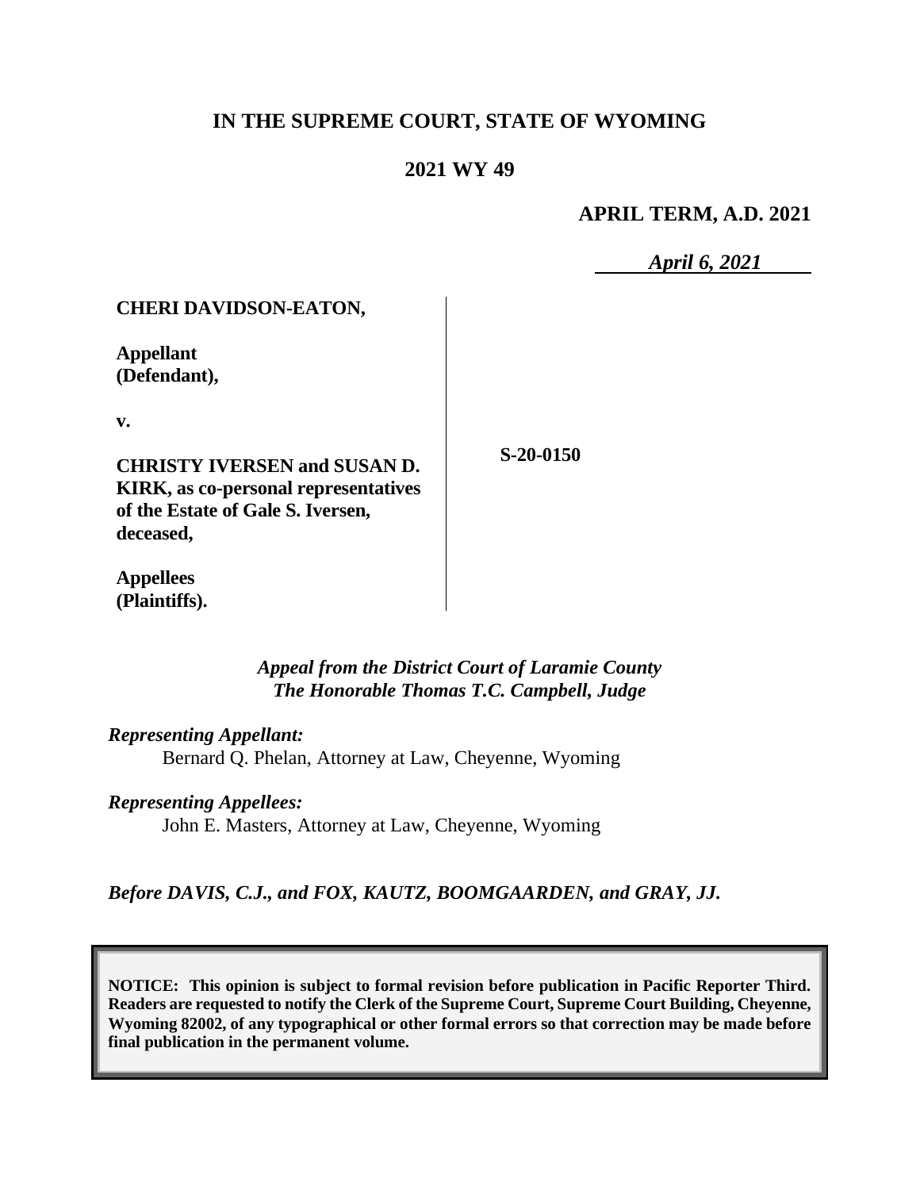**IN THE SUPREME COURT, STATE OF WYOMING**

**2021 WY 49**

**APRIL TERM, A.D. 2021**

*April 6, 2021*

**CHERI DAVIDSON-EATON,**

**Appellant (Defendant),**

**v.**

**CHRISTY IVERSEN and SUSAN D. KIRK, as co-personal representatives of the Estate of Gale S. Iversen, deceased,**

**Appellees (Plaintiffs).**

**S-20-0150**

*Appeal from the District Court of Laramie County*
*The Honorable Thomas T.C. Campbell, Judge*

*Representing Appellant:*
Bernard Q. Phelan, Attorney at Law, Cheyenne, Wyoming

*Representing Appellees:*
John E. Masters, Attorney at Law, Cheyenne, Wyoming

*Before DAVIS, C.J., and FOX, KAUTZ, BOOMGAARDEN, and GRAY, JJ.*

**NOTICE: This opinion is subject to formal revision before publication in Pacific Reporter Third. Readers are requested to notify the Clerk of the Supreme Court, Supreme Court Building, Cheyenne, Wyoming 82002, of any typographical or other formal errors so that correction may be made before final publication in the permanent volume.**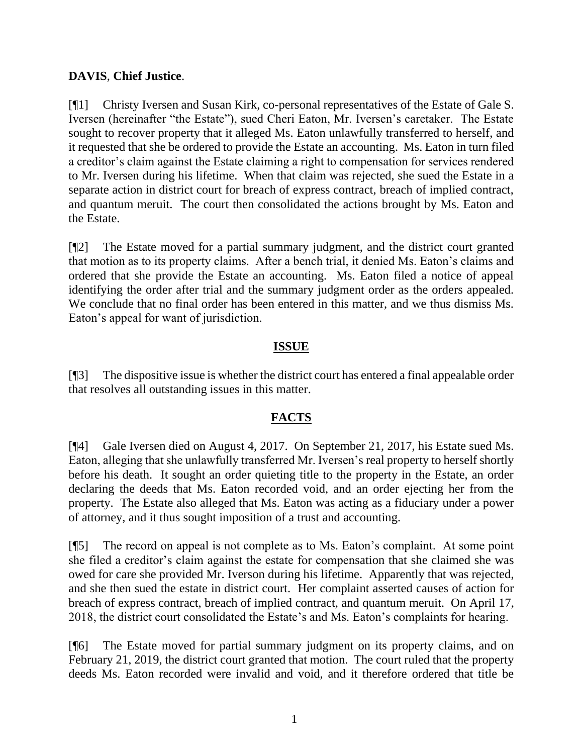**DAVIS**, **Chief Justice**.

[¶1] Christy Iversen and Susan Kirk, co-personal representatives of the Estate of Gale S. Iversen (hereinafter "the Estate"), sued Cheri Eaton, Mr. Iversen's caretaker. The Estate sought to recover property that it alleged Ms. Eaton unlawfully transferred to herself, and it requested that she be ordered to provide the Estate an accounting. Ms. Eaton in turn filed a creditor's claim against the Estate claiming a right to compensation for services rendered to Mr. Iversen during his lifetime. When that claim was rejected, she sued the Estate in a separate action in district court for breach of express contract, breach of implied contract, and quantum meruit. The court then consolidated the actions brought by Ms. Eaton and the Estate.

[¶2] The Estate moved for a partial summary judgment, and the district court granted that motion as to its property claims. After a bench trial, it denied Ms. Eaton's claims and ordered that she provide the Estate an accounting. Ms. Eaton filed a notice of appeal identifying the order after trial and the summary judgment order as the orders appealed. We conclude that no final order has been entered in this matter, and we thus dismiss Ms. Eaton's appeal for want of jurisdiction.

## ISSUE

[¶3] The dispositive issue is whether the district court has entered a final appealable order that resolves all outstanding issues in this matter.

## FACTS

[¶4] Gale Iversen died on August 4, 2017. On September 21, 2017, his Estate sued Ms. Eaton, alleging that she unlawfully transferred Mr. Iversen's real property to herself shortly before his death. It sought an order quieting title to the property in the Estate, an order declaring the deeds that Ms. Eaton recorded void, and an order ejecting her from the property. The Estate also alleged that Ms. Eaton was acting as a fiduciary under a power of attorney, and it thus sought imposition of a trust and accounting.

[¶5] The record on appeal is not complete as to Ms. Eaton's complaint. At some point she filed a creditor's claim against the estate for compensation that she claimed she was owed for care she provided Mr. Iverson during his lifetime. Apparently that was rejected, and she then sued the estate in district court. Her complaint asserted causes of action for breach of express contract, breach of implied contract, and quantum meruit. On April 17, 2018, the district court consolidated the Estate's and Ms. Eaton's complaints for hearing.

[¶6] The Estate moved for partial summary judgment on its property claims, and on February 21, 2019, the district court granted that motion. The court ruled that the property deeds Ms. Eaton recorded were invalid and void, and it therefore ordered that title be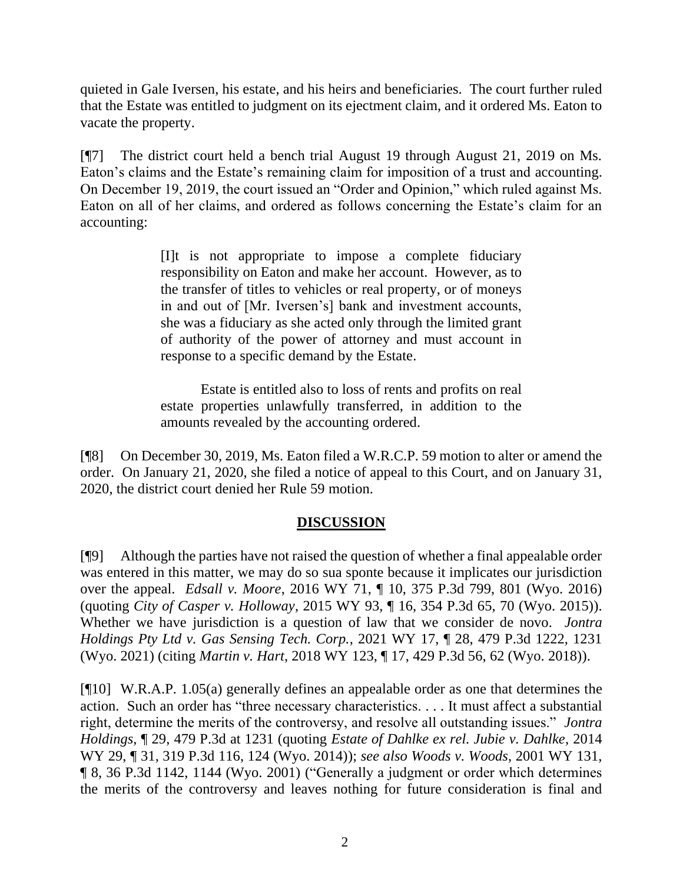quieted in Gale Iversen, his estate, and his heirs and beneficiaries. The court further ruled that the Estate was entitled to judgment on its ejectment claim, and it ordered Ms. Eaton to vacate the property.

[¶7] The district court held a bench trial August 19 through August 21, 2019 on Ms. Eaton's claims and the Estate's remaining claim for imposition of a trust and accounting. On December 19, 2019, the court issued an "Order and Opinion," which ruled against Ms. Eaton on all of her claims, and ordered as follows concerning the Estate's claim for an accounting:

> [I]t is not appropriate to impose a complete fiduciary responsibility on Eaton and make her account. However, as to the transfer of titles to vehicles or real property, or of moneys in and out of [Mr. Iversen's] bank and investment accounts, she was a fiduciary as she acted only through the limited grant of authority of the power of attorney and must account in response to a specific demand by the Estate.
>
> Estate is entitled also to loss of rents and profits on real estate properties unlawfully transferred, in addition to the amounts revealed by the accounting ordered.

[¶8] On December 30, 2019, Ms. Eaton filed a W.R.C.P. 59 motion to alter or amend the order. On January 21, 2020, she filed a notice of appeal to this Court, and on January 31, 2020, the district court denied her Rule 59 motion.

## DISCUSSION

[¶9] Although the parties have not raised the question of whether a final appealable order was entered in this matter, we may do so sua sponte because it implicates our jurisdiction over the appeal. *Edsall v. Moore*, 2016 WY 71, ¶ 10, 375 P.3d 799, 801 (Wyo. 2016) (quoting *City of Casper v. Holloway*, 2015 WY 93, ¶ 16, 354 P.3d 65, 70 (Wyo. 2015)). Whether we have jurisdiction is a question of law that we consider de novo. *Jontra Holdings Pty Ltd v. Gas Sensing Tech. Corp.*, 2021 WY 17, ¶ 28, 479 P.3d 1222, 1231 (Wyo. 2021) (citing *Martin v. Hart*, 2018 WY 123, ¶ 17, 429 P.3d 56, 62 (Wyo. 2018)).

[¶10] W.R.A.P. 1.05(a) generally defines an appealable order as one that determines the action. Such an order has "three necessary characteristics. . . . It must affect a substantial right, determine the merits of the controversy, and resolve all outstanding issues." *Jontra Holdings*, ¶ 29, 479 P.3d at 1231 (quoting *Estate of Dahlke ex rel. Jubie v. Dahlke*, 2014 WY 29, ¶ 31, 319 P.3d 116, 124 (Wyo. 2014)); *see also Woods v. Woods*, 2001 WY 131, ¶ 8, 36 P.3d 1142, 1144 (Wyo. 2001) ("Generally a judgment or order which determines the merits of the controversy and leaves nothing for future consideration is final and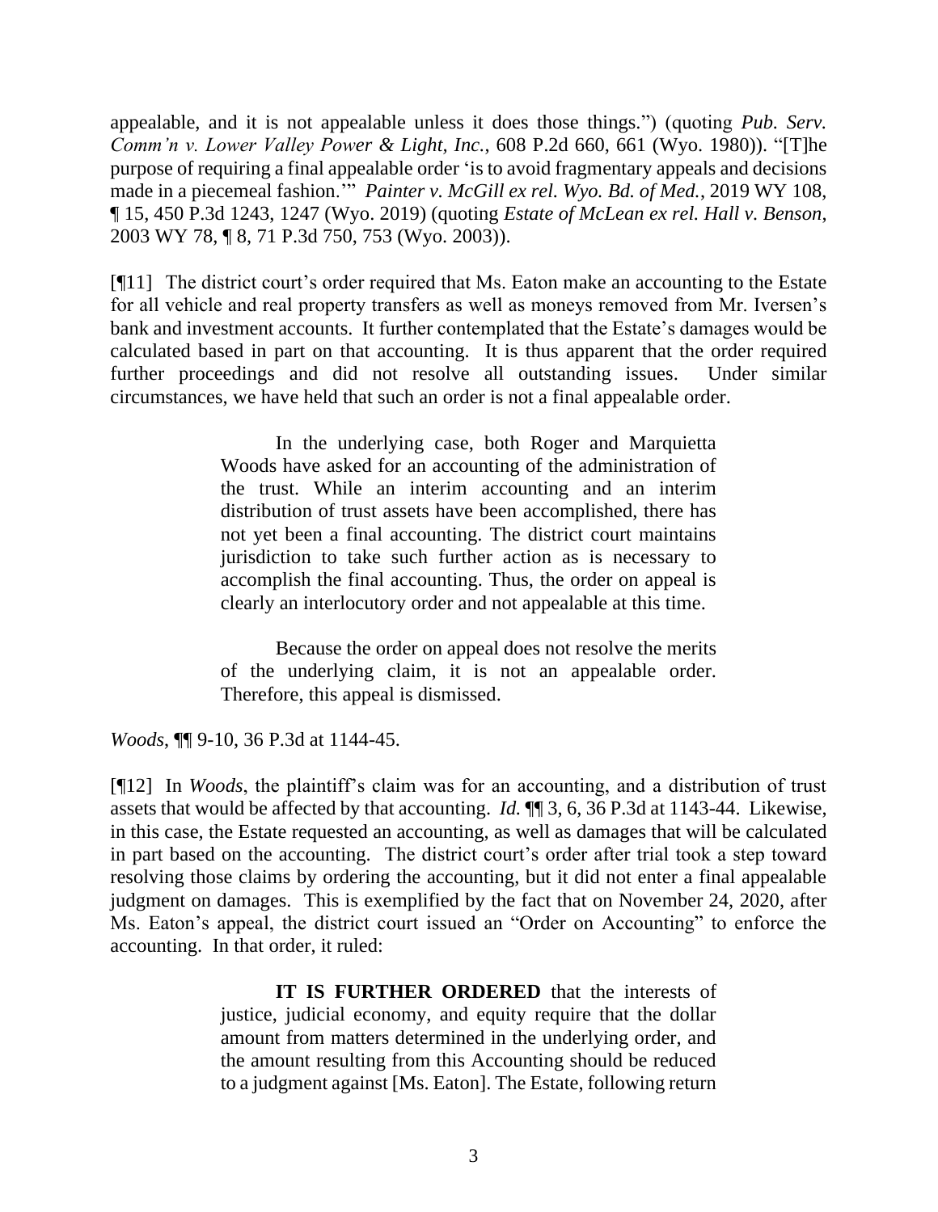appealable, and it is not appealable unless it does those things.") (quoting *Pub. Serv. Comm'n v. Lower Valley Power & Light, Inc.*, 608 P.2d 660, 661 (Wyo. 1980)). "[T]he purpose of requiring a final appealable order 'is to avoid fragmentary appeals and decisions made in a piecemeal fashion.'" *Painter v. McGill ex rel. Wyo. Bd. of Med.*, 2019 WY 108, ¶ 15, 450 P.3d 1243, 1247 (Wyo. 2019) (quoting *Estate of McLean ex rel. Hall v. Benson*, 2003 WY 78, ¶ 8, 71 P.3d 750, 753 (Wyo. 2003)).

[¶11] The district court's order required that Ms. Eaton make an accounting to the Estate for all vehicle and real property transfers as well as moneys removed from Mr. Iversen's bank and investment accounts. It further contemplated that the Estate's damages would be calculated based in part on that accounting. It is thus apparent that the order required further proceedings and did not resolve all outstanding issues. Under similar circumstances, we have held that such an order is not a final appealable order.

> In the underlying case, both Roger and Marquietta Woods have asked for an accounting of the administration of the trust. While an interim accounting and an interim distribution of trust assets have been accomplished, there has not yet been a final accounting. The district court maintains jurisdiction to take such further action as is necessary to accomplish the final accounting. Thus, the order on appeal is clearly an interlocutory order and not appealable at this time.
>
> Because the order on appeal does not resolve the merits of the underlying claim, it is not an appealable order. Therefore, this appeal is dismissed.

*Woods*, ¶¶ 9-10, 36 P.3d at 1144-45.

[¶12] In *Woods*, the plaintiff's claim was for an accounting, and a distribution of trust assets that would be affected by that accounting. *Id.* ¶¶ 3, 6, 36 P.3d at 1143-44. Likewise, in this case, the Estate requested an accounting, as well as damages that will be calculated in part based on the accounting. The district court's order after trial took a step toward resolving those claims by ordering the accounting, but it did not enter a final appealable judgment on damages. This is exemplified by the fact that on November 24, 2020, after Ms. Eaton's appeal, the district court issued an "Order on Accounting" to enforce the accounting. In that order, it ruled:

> **IT IS FURTHER ORDERED** that the interests of justice, judicial economy, and equity require that the dollar amount from matters determined in the underlying order, and the amount resulting from this Accounting should be reduced to a judgment against [Ms. Eaton]. The Estate, following return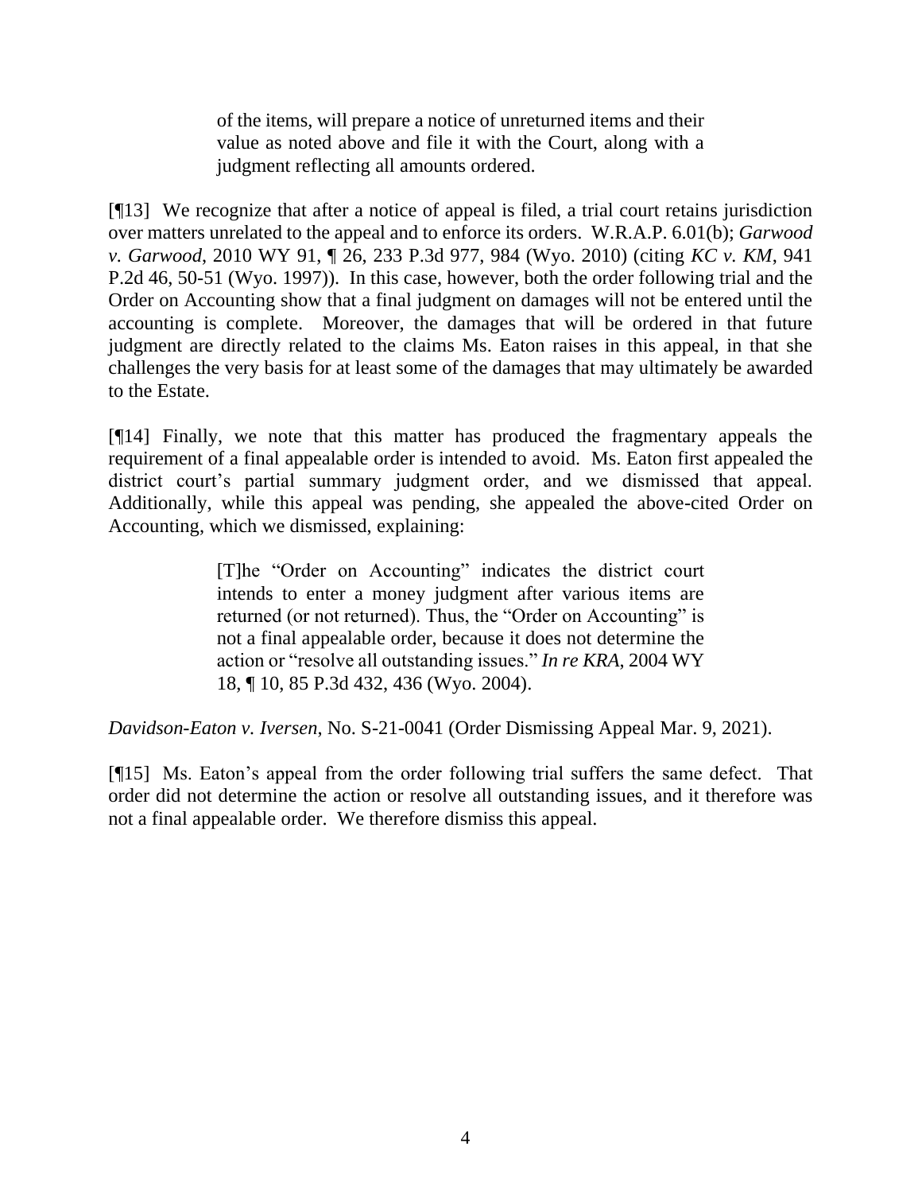> of the items, will prepare a notice of unreturned items and their value as noted above and file it with the Court, along with a judgment reflecting all amounts ordered.

[¶13] We recognize that after a notice of appeal is filed, a trial court retains jurisdiction over matters unrelated to the appeal and to enforce its orders. W.R.A.P. 6.01(b); *Garwood v. Garwood*, 2010 WY 91, ¶ 26, 233 P.3d 977, 984 (Wyo. 2010) (citing *KC v. KM*, 941 P.2d 46, 50-51 (Wyo. 1997)). In this case, however, both the order following trial and the Order on Accounting show that a final judgment on damages will not be entered until the accounting is complete. Moreover, the damages that will be ordered in that future judgment are directly related to the claims Ms. Eaton raises in this appeal, in that she challenges the very basis for at least some of the damages that may ultimately be awarded to the Estate.

[¶14] Finally, we note that this matter has produced the fragmentary appeals the requirement of a final appealable order is intended to avoid. Ms. Eaton first appealed the district court's partial summary judgment order, and we dismissed that appeal. Additionally, while this appeal was pending, she appealed the above-cited Order on Accounting, which we dismissed, explaining:

> [T]he "Order on Accounting" indicates the district court intends to enter a money judgment after various items are returned (or not returned). Thus, the "Order on Accounting" is not a final appealable order, because it does not determine the action or "resolve all outstanding issues." *In re KRA*, 2004 WY 18, ¶ 10, 85 P.3d 432, 436 (Wyo. 2004).

*Davidson-Eaton v. Iversen*, No. S-21-0041 (Order Dismissing Appeal Mar. 9, 2021).

[¶15] Ms. Eaton's appeal from the order following trial suffers the same defect. That order did not determine the action or resolve all outstanding issues, and it therefore was not a final appealable order. We therefore dismiss this appeal.